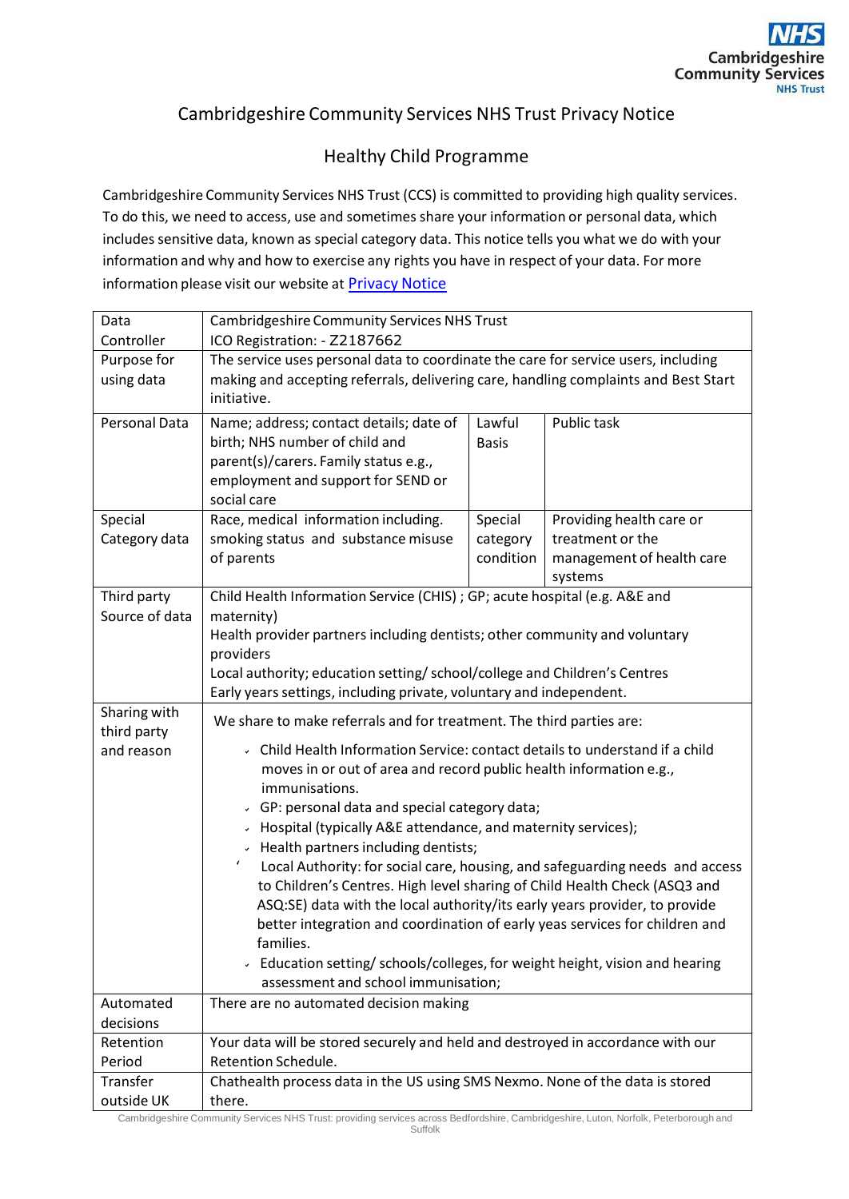# Cambridgeshire Community Services NHS Trust Privacy Notice

## Healthy Child Programme

Cambridgeshire Community Services NHS Trust (CCS) is committed to providing high quality services. To do this, we need to access, use and sometimes share your information or personal data, which includes sensitive data, known as special category data. This notice tells you what we do with your information and why and how to exercise any rights you have in respect of your data. For more information please visit our website at [Privacy Notice]()

| | | | |
|---|---|---|---|
| Data Controller | Cambridgeshire Community Services NHS Trust<br>ICO Registration: - Z2187662 | | |
| Purpose for using data | The service uses personal data to coordinate the care for service users, including making and accepting referrals, delivering care, handling complaints and Best Start initiative. | | |
| Personal Data | Name; address; contact details; date of birth; NHS number of child and parent(s)/carers. Family status e.g., employment and support for SEND or social care | Lawful Basis | Public task |
| Special Category data | Race, medical information including. smoking status and substance misuse of parents | Special category condition | Providing health care or treatment or the management of health care systems |
| Third party Source of data | Child Health Information Service (CHIS) ; GP; acute hospital (e.g. A&E and maternity)<br>Health provider partners including dentists; other community and voluntary providers<br>Local authority; education setting/ school/college and Children's Centres<br>Early years settings, including private, voluntary and independent. | | |
| Sharing with third party and reason | We share to make referrals and for treatment. The third parties are:<br>- Child Health Information Service: contact details to understand if a child moves in or out of area and record public health information e.g., immunisations.<br>- GP: personal data and special category data;<br>- Hospital (typically A&E attendance, and maternity services);<br>- Health partners including dentists;<br>- Local Authority: for social care, housing, and safeguarding needs and access to Children's Centres. High level sharing of Child Health Check (ASQ3 and ASQ:SE) data with the local authority/its early years provider, to provide better integration and coordination of early yeas services for children and families.<br>- Education setting/ schools/colleges, for weight height, vision and hearing assessment and school immunisation; | | |
| Automated decisions | There are no automated decision making | | |
| Retention Period | Your data will be stored securely and held and destroyed in accordance with our Retention Schedule. | | |
| Transfer outside UK | Chathealth process data in the US using SMS Nexmo. None of the data is stored there. | | |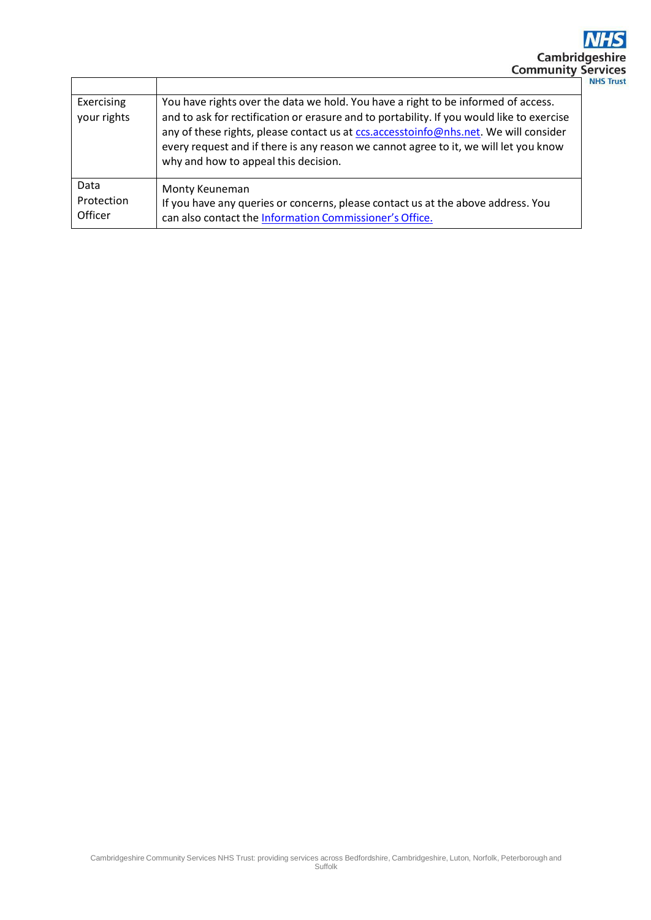| | |
|---|---|
| Exercising your rights | You have rights over the data we hold. You have a right to be informed of access. and to ask for rectification or erasure and to portability. If you would like to exercise any of these rights, please contact us at [ccs.accesstoinfo@nhs.net](mailto:ccs.accesstoinfo@nhs.net). We will consider every request and if there is any reason we cannot agree to it, we will let you know why and how to appeal this decision. |
| Data Protection Officer | Monty Keuneman<br>If you have any queries or concerns, please contact us at the above address. You can also contact the [Information Commissioner's Office.]() |